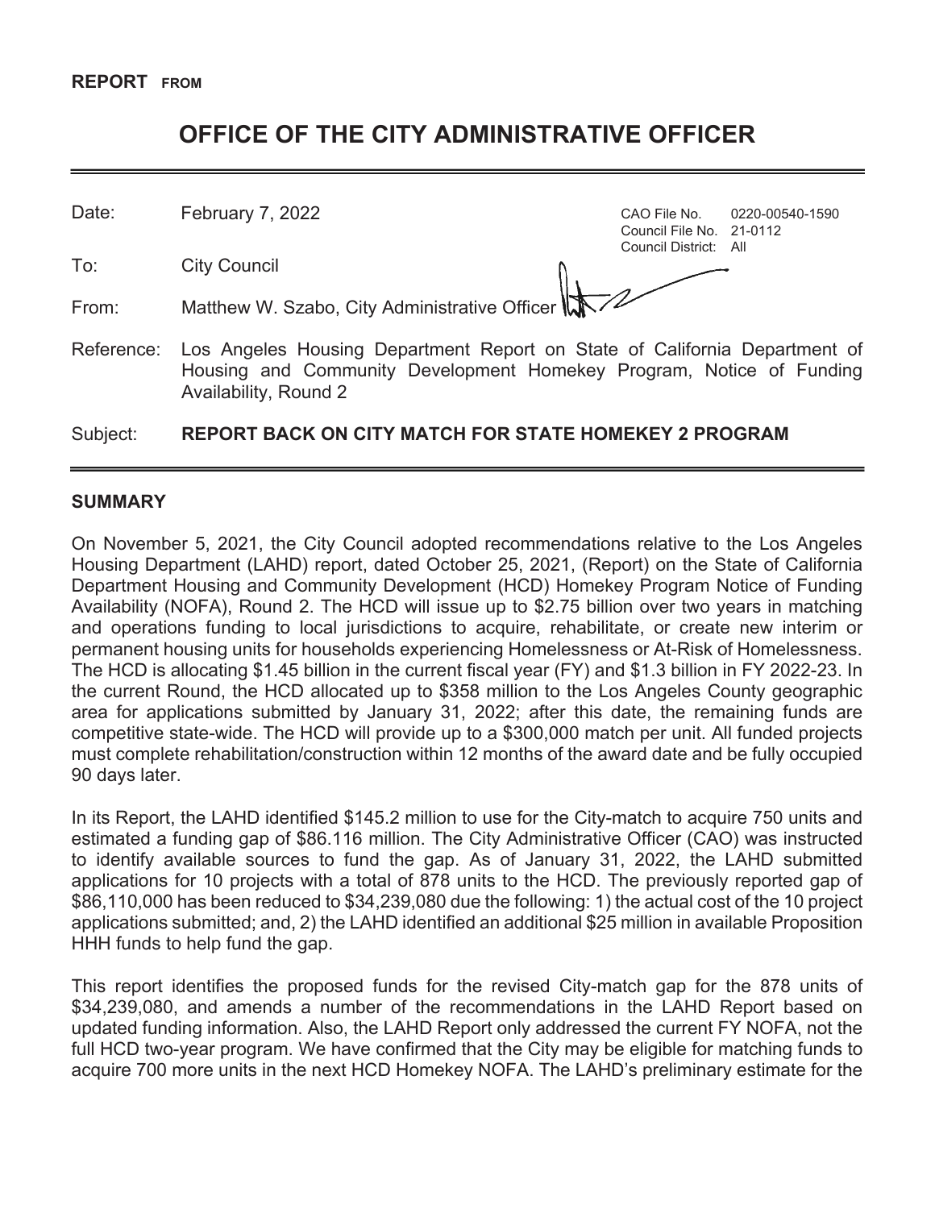**REPORT FROM**

# OFFICE OF THE CITY ADMINISTRATIVE OFFICER

| | | | |
|---|---|---|---|
| Date: | February 7, 2022 | CAO File No. | 0220-00540-1590 |
| | | Council File No. | 21-0112 |
| | | Council District: | All |
| To: | City Council | | |
| From: | Matthew W. Szabo, City Administrative Officer | | |
| Reference: | Los Angeles Housing Department Report on State of California Department of Housing and Community Development Homekey Program, Notice of Funding Availability, Round 2 | | |
| Subject: | **REPORT BACK ON CITY MATCH FOR STATE HOMEKEY 2 PROGRAM** | | |

## SUMMARY

On November 5, 2021, the City Council adopted recommendations relative to the Los Angeles Housing Department (LAHD) report, dated October 25, 2021, (Report) on the State of California Department Housing and Community Development (HCD) Homekey Program Notice of Funding Availability (NOFA), Round 2. The HCD will issue up to $2.75 billion over two years in matching and operations funding to local jurisdictions to acquire, rehabilitate, or create new interim or permanent housing units for households experiencing Homelessness or At-Risk of Homelessness. The HCD is allocating $1.45 billion in the current fiscal year (FY) and $1.3 billion in FY 2022-23. In the current Round, the HCD allocated up to $358 million to the Los Angeles County geographic area for applications submitted by January 31, 2022; after this date, the remaining funds are competitive state-wide. The HCD will provide up to a $300,000 match per unit. All funded projects must complete rehabilitation/construction within 12 months of the award date and be fully occupied 90 days later.

In its Report, the LAHD identified $145.2 million to use for the City-match to acquire 750 units and estimated a funding gap of $86.116 million. The City Administrative Officer (CAO) was instructed to identify available sources to fund the gap. As of January 31, 2022, the LAHD submitted applications for 10 projects with a total of 878 units to the HCD. The previously reported gap of $86,110,000 has been reduced to $34,239,080 due the following: 1) the actual cost of the 10 project applications submitted; and, 2) the LAHD identified an additional $25 million in available Proposition HHH funds to help fund the gap.

This report identifies the proposed funds for the revised City-match gap for the 878 units of $34,239,080, and amends a number of the recommendations in the LAHD Report based on updated funding information. Also, the LAHD Report only addressed the current FY NOFA, not the full HCD two-year program. We have confirmed that the City may be eligible for matching funds to acquire 700 more units in the next HCD Homekey NOFA. The LAHD's preliminary estimate for the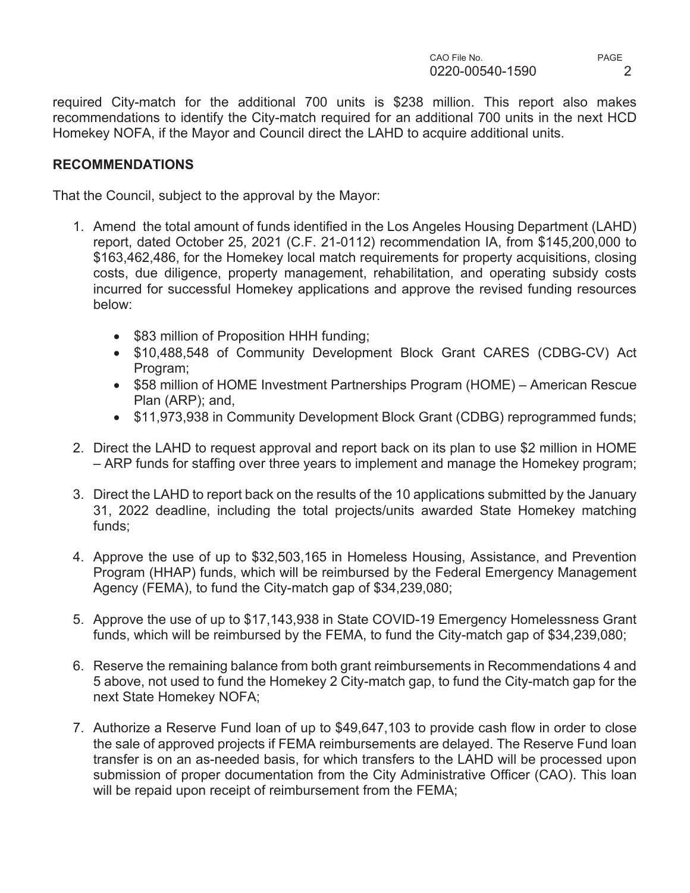required City-match for the additional 700 units is $238 million. This report also makes recommendations to identify the City-match required for an additional 700 units in the next HCD Homekey NOFA, if the Mayor and Council direct the LAHD to acquire additional units.

**RECOMMENDATIONS**

That the Council, subject to the approval by the Mayor:

1. Amend the total amount of funds identified in the Los Angeles Housing Department (LAHD) report, dated October 25, 2021 (C.F. 21-0112) recommendation IA, from $145,200,000 to $163,462,486, for the Homekey local match requirements for property acquisitions, closing costs, due diligence, property management, rehabilitation, and operating subsidy costs incurred for successful Homekey applications and approve the revised funding resources below:
   - $83 million of Proposition HHH funding;
   - $10,488,548 of Community Development Block Grant CARES (CDBG-CV) Act Program;
   - $58 million of HOME Investment Partnerships Program (HOME) – American Rescue Plan (ARP); and,
   - $11,973,938 in Community Development Block Grant (CDBG) reprogrammed funds;

2. Direct the LAHD to request approval and report back on its plan to use $2 million in HOME – ARP funds for staffing over three years to implement and manage the Homekey program;

3. Direct the LAHD to report back on the results of the 10 applications submitted by the January 31, 2022 deadline, including the total projects/units awarded State Homekey matching funds;

4. Approve the use of up to $32,503,165 in Homeless Housing, Assistance, and Prevention Program (HHAP) funds, which will be reimbursed by the Federal Emergency Management Agency (FEMA), to fund the City-match gap of $34,239,080;

5. Approve the use of up to $17,143,938 in State COVID-19 Emergency Homelessness Grant funds, which will be reimbursed by the FEMA, to fund the City-match gap of $34,239,080;

6. Reserve the remaining balance from both grant reimbursements in Recommendations 4 and 5 above, not used to fund the Homekey 2 City-match gap, to fund the City-match gap for the next State Homekey NOFA;

7. Authorize a Reserve Fund loan of up to $49,647,103 to provide cash flow in order to close the sale of approved projects if FEMA reimbursements are delayed. The Reserve Fund loan transfer is on an as-needed basis, for which transfers to the LAHD will be processed upon submission of proper documentation from the City Administrative Officer (CAO). This loan will be repaid upon receipt of reimbursement from the FEMA;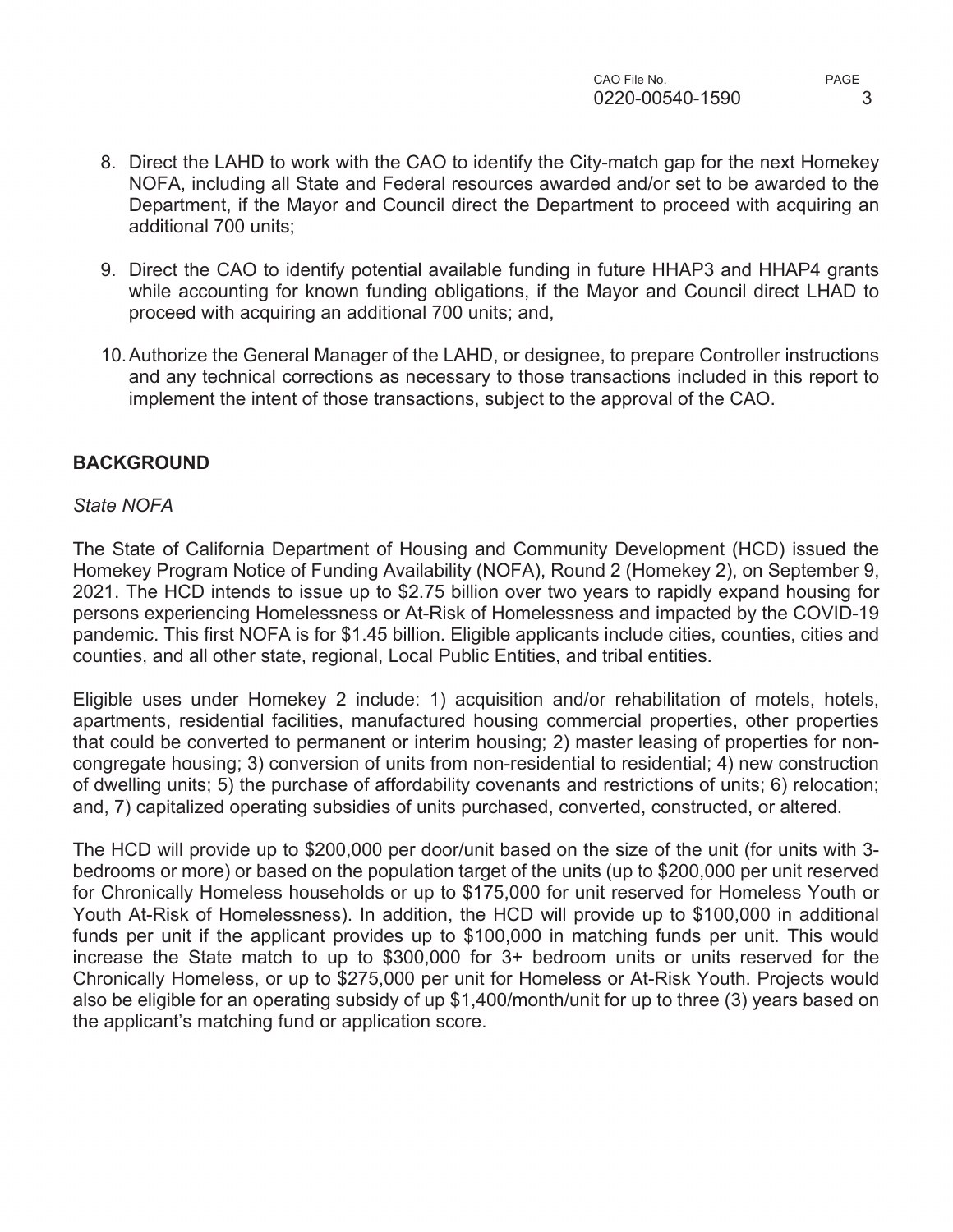8. Direct the LAHD to work with the CAO to identify the City-match gap for the next Homekey NOFA, including all State and Federal resources awarded and/or set to be awarded to the Department, if the Mayor and Council direct the Department to proceed with acquiring an additional 700 units;

9. Direct the CAO to identify potential available funding in future HHAP3 and HHAP4 grants while accounting for known funding obligations, if the Mayor and Council direct LHAD to proceed with acquiring an additional 700 units; and,

10. Authorize the General Manager of the LAHD, or designee, to prepare Controller instructions and any technical corrections as necessary to those transactions included in this report to implement the intent of those transactions, subject to the approval of the CAO.

## BACKGROUND

*State NOFA*

The State of California Department of Housing and Community Development (HCD) issued the Homekey Program Notice of Funding Availability (NOFA), Round 2 (Homekey 2), on September 9, 2021. The HCD intends to issue up to $2.75 billion over two years to rapidly expand housing for persons experiencing Homelessness or At-Risk of Homelessness and impacted by the COVID-19 pandemic. This first NOFA is for $1.45 billion. Eligible applicants include cities, counties, cities and counties, and all other state, regional, Local Public Entities, and tribal entities.

Eligible uses under Homekey 2 include: 1) acquisition and/or rehabilitation of motels, hotels, apartments, residential facilities, manufactured housing commercial properties, other properties that could be converted to permanent or interim housing; 2) master leasing of properties for non-congregate housing; 3) conversion of units from non-residential to residential; 4) new construction of dwelling units; 5) the purchase of affordability covenants and restrictions of units; 6) relocation; and, 7) capitalized operating subsidies of units purchased, converted, constructed, or altered.

The HCD will provide up to $200,000 per door/unit based on the size of the unit (for units with 3-bedrooms or more) or based on the population target of the units (up to $200,000 per unit reserved for Chronically Homeless households or up to $175,000 for unit reserved for Homeless Youth or Youth At-Risk of Homelessness). In addition, the HCD will provide up to $100,000 in additional funds per unit if the applicant provides up to $100,000 in matching funds per unit. This would increase the State match to up to $300,000 for 3+ bedroom units or units reserved for the Chronically Homeless, or up to $275,000 per unit for Homeless or At-Risk Youth. Projects would also be eligible for an operating subsidy of up $1,400/month/unit for up to three (3) years based on the applicant's matching fund or application score.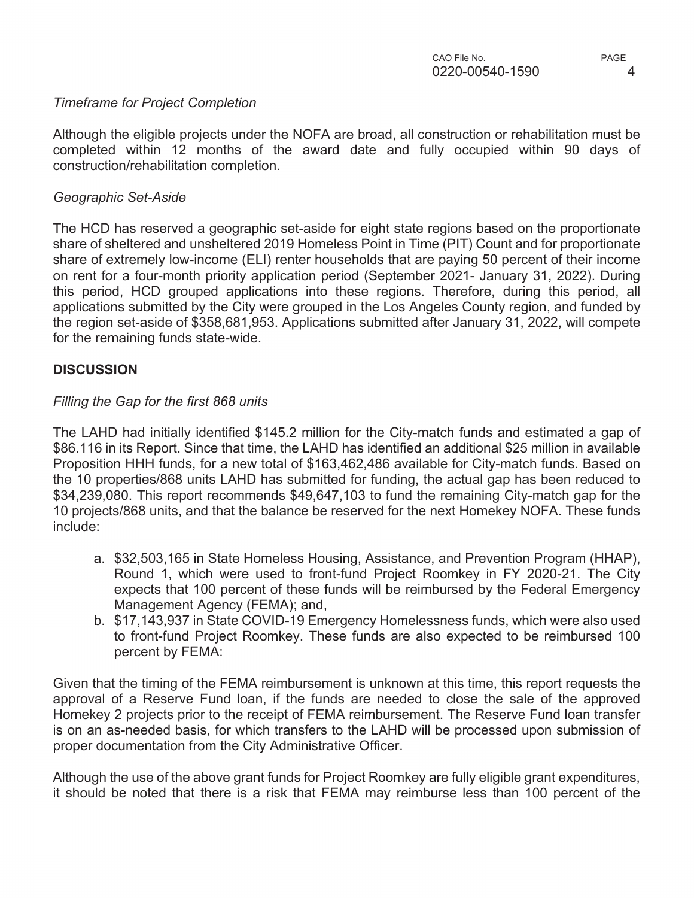*Timeframe for Project Completion*

Although the eligible projects under the NOFA are broad, all construction or rehabilitation must be completed within 12 months of the award date and fully occupied within 90 days of construction/rehabilitation completion.

*Geographic Set-Aside*

The HCD has reserved a geographic set-aside for eight state regions based on the proportionate share of sheltered and unsheltered 2019 Homeless Point in Time (PIT) Count and for proportionate share of extremely low-income (ELI) renter households that are paying 50 percent of their income on rent for a four-month priority application period (September 2021- January 31, 2022). During this period, HCD grouped applications into these regions. Therefore, during this period, all applications submitted by the City were grouped in the Los Angeles County region, and funded by the region set-aside of $358,681,953. Applications submitted after January 31, 2022, will compete for the remaining funds state-wide.

**DISCUSSION**

*Filling the Gap for the first 868 units*

The LAHD had initially identified $145.2 million for the City-match funds and estimated a gap of $86.116 in its Report. Since that time, the LAHD has identified an additional $25 million in available Proposition HHH funds, for a new total of $163,462,486 available for City-match funds. Based on the 10 properties/868 units LAHD has submitted for funding, the actual gap has been reduced to $34,239,080. This report recommends $49,647,103 to fund the remaining City-match gap for the 10 projects/868 units, and that the balance be reserved for the next Homekey NOFA. These funds include:

a. $32,503,165 in State Homeless Housing, Assistance, and Prevention Program (HHAP), Round 1, which were used to front-fund Project Roomkey in FY 2020-21. The City expects that 100 percent of these funds will be reimbursed by the Federal Emergency Management Agency (FEMA); and,
b. $17,143,937 in State COVID-19 Emergency Homelessness funds, which were also used to front-fund Project Roomkey. These funds are also expected to be reimbursed 100 percent by FEMA:

Given that the timing of the FEMA reimbursement is unknown at this time, this report requests the approval of a Reserve Fund loan, if the funds are needed to close the sale of the approved Homekey 2 projects prior to the receipt of FEMA reimbursement. The Reserve Fund loan transfer is on an as-needed basis, for which transfers to the LAHD will be processed upon submission of proper documentation from the City Administrative Officer.

Although the use of the above grant funds for Project Roomkey are fully eligible grant expenditures, it should be noted that there is a risk that FEMA may reimburse less than 100 percent of the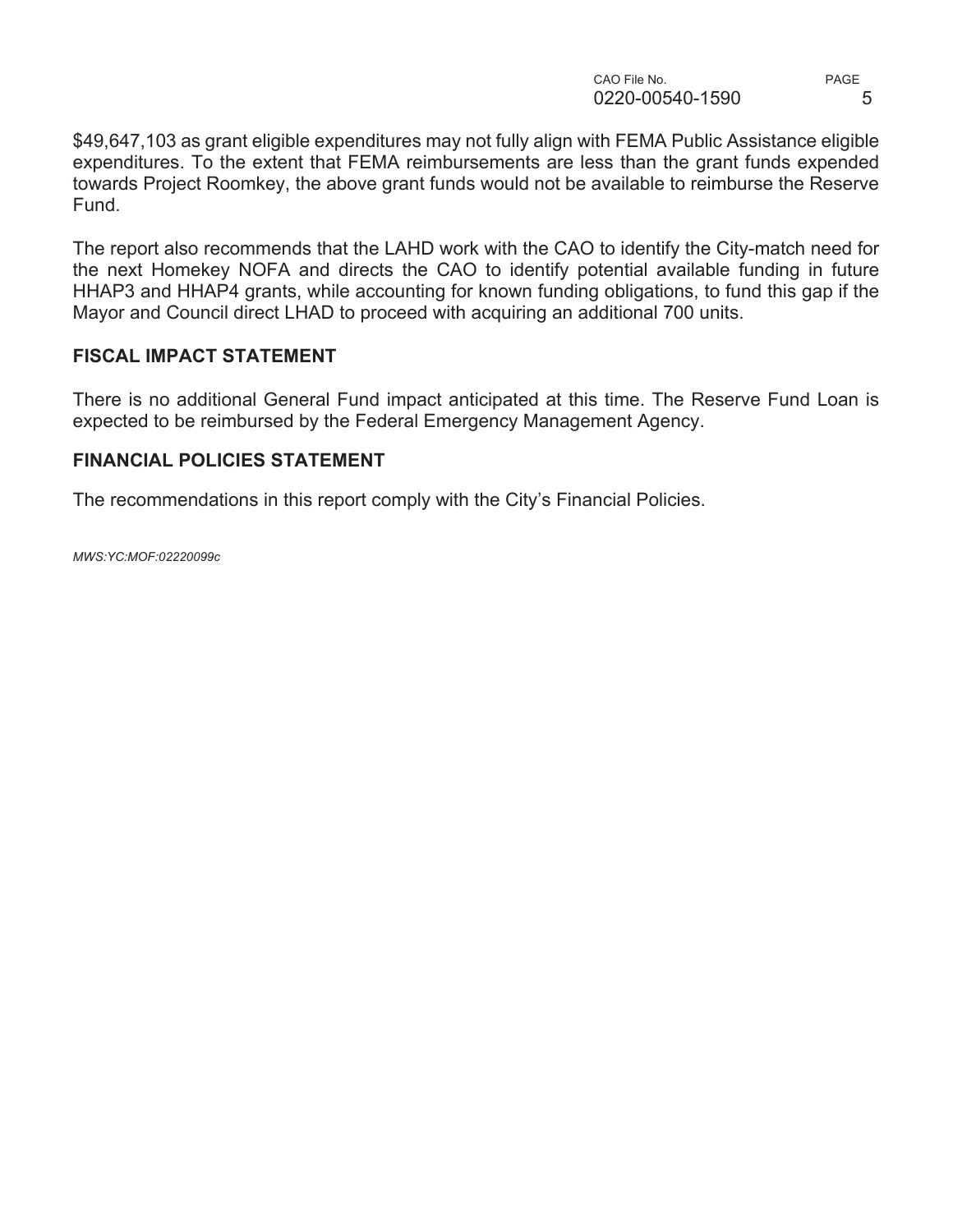$49,647,103 as grant eligible expenditures may not fully align with FEMA Public Assistance eligible expenditures. To the extent that FEMA reimbursements are less than the grant funds expended towards Project Roomkey, the above grant funds would not be available to reimburse the Reserve Fund.

The report also recommends that the LAHD work with the CAO to identify the City-match need for the next Homekey NOFA and directs the CAO to identify potential available funding in future HHAP3 and HHAP4 grants, while accounting for known funding obligations, to fund this gap if the Mayor and Council direct LHAD to proceed with acquiring an additional 700 units.

## FISCAL IMPACT STATEMENT

There is no additional General Fund impact anticipated at this time. The Reserve Fund Loan is expected to be reimbursed by the Federal Emergency Management Agency.

## FINANCIAL POLICIES STATEMENT

The recommendations in this report comply with the City's Financial Policies.

*MWS:YC:MOF:02220099c*